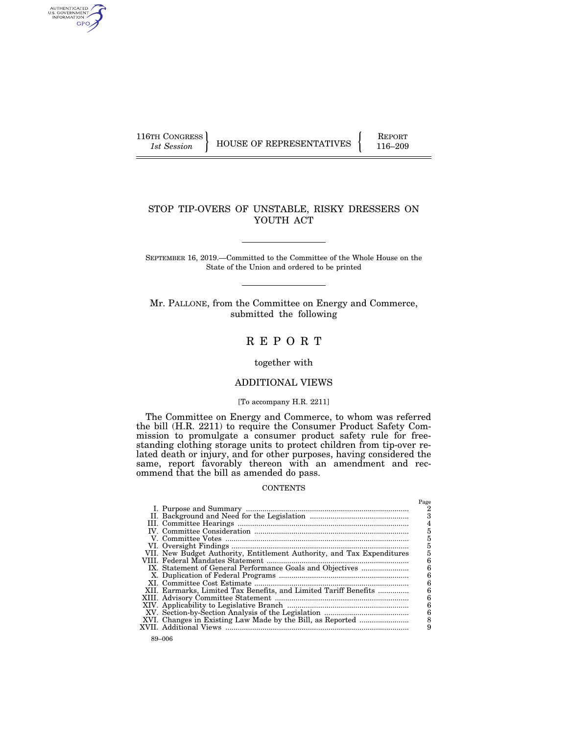116TH CONGRESS
*1st Session*

HOUSE OF REPRESENTATIVES

REPORT
116–209

# STOP TIP-OVERS OF UNSTABLE, RISKY DRESSERS ON YOUTH ACT

SEPTEMBER 16, 2019.—Committed to the Committee of the Whole House on the State of the Union and ordered to be printed

Mr. PALLONE, from the Committee on Energy and Commerce, submitted the following

# R E P O R T

together with

## ADDITIONAL VIEWS

[To accompany H.R. 2211]

The Committee on Energy and Commerce, to whom was referred the bill (H.R. 2211) to require the Consumer Product Safety Commission to promulgate a consumer product safety rule for free-standing clothing storage units to protect children from tip-over related death or injury, and for other purposes, having considered the same, report favorably thereon with an amendment and recommend that the bill as amended do pass.

CONTENTS

| | Page |
|---|---|
| I. Purpose and Summary | 2 |
| II. Background and Need for the Legislation | 3 |
| III. Committee Hearings | 4 |
| IV. Committee Consideration | 5 |
| V. Committee Votes | 5 |
| VI. Oversight Findings | 5 |
| VII. New Budget Authority, Entitlement Authority, and Tax Expenditures | 5 |
| VIII. Federal Mandates Statement | 6 |
| IX. Statement of General Performance Goals and Objectives | 6 |
| X. Duplication of Federal Programs | 6 |
| XI. Committee Cost Estimate | 6 |
| XII. Earmarks, Limited Tax Benefits, and Limited Tariff Benefits | 6 |
| XIII. Advisory Committee Statement | 6 |
| XIV. Applicability to Legislative Branch | 6 |
| XV. Section-by-Section Analysis of the Legislation | 6 |
| XVI. Changes in Existing Law Made by the Bill, as Reported | 8 |
| XVII. Additional Views | 9 |

89–006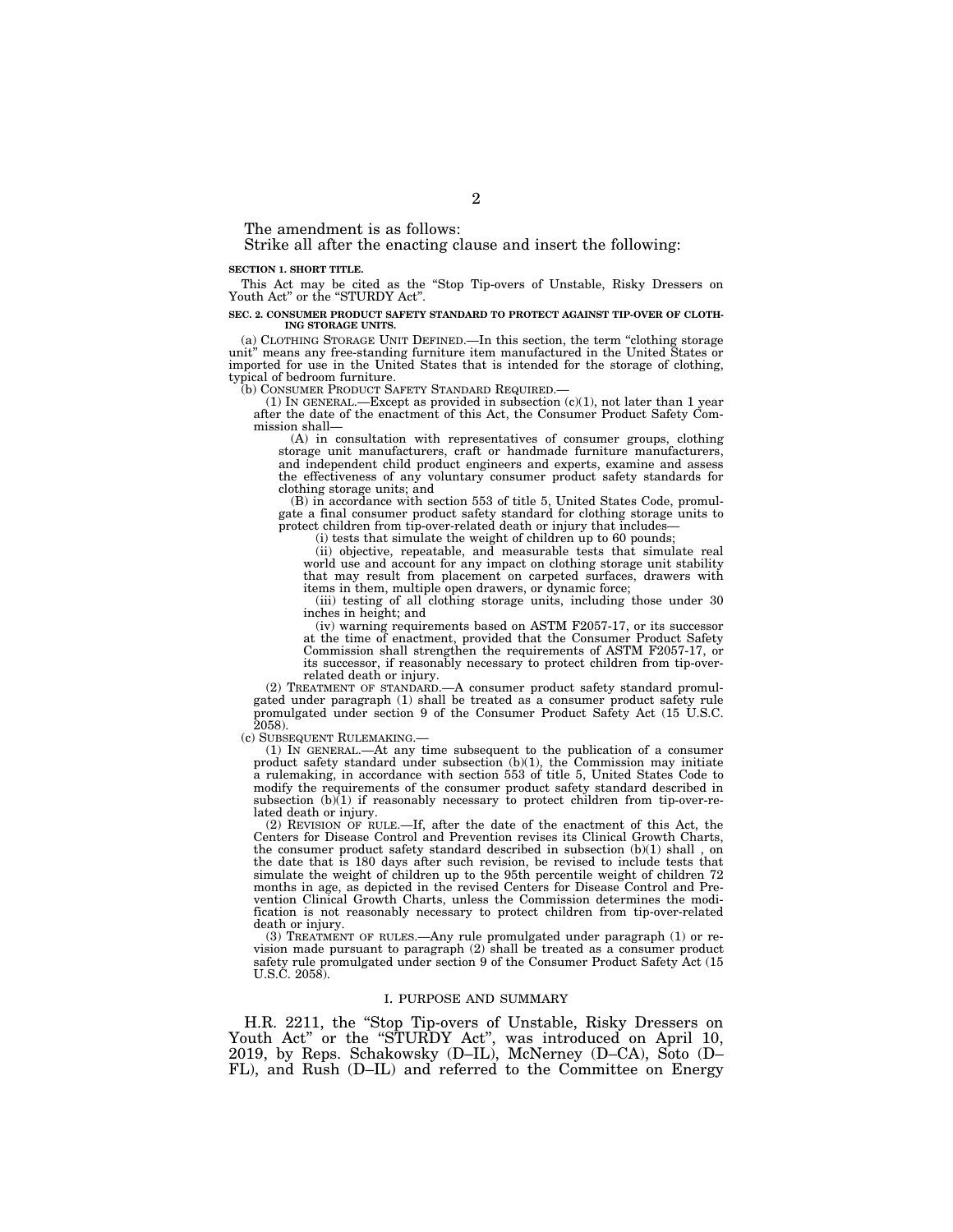The amendment is as follows:

Strike all after the enacting clause and insert the following:

**SECTION 1. SHORT TITLE.**

This Act may be cited as the "Stop Tip-overs of Unstable, Risky Dressers on Youth Act" or the "STURDY Act".

**SEC. 2. CONSUMER PRODUCT SAFETY STANDARD TO PROTECT AGAINST TIP-OVER OF CLOTHING STORAGE UNITS.**

(a) CLOTHING STORAGE UNIT DEFINED.—In this section, the term "clothing storage unit" means any free-standing furniture item manufactured in the United States or imported for use in the United States that is intended for the storage of clothing, typical of bedroom furniture.

(b) CONSUMER PRODUCT SAFETY STANDARD REQUIRED.—

(1) IN GENERAL.—Except as provided in subsection (c)(1), not later than 1 year after the date of the enactment of this Act, the Consumer Product Safety Commission shall—

(A) in consultation with representatives of consumer groups, clothing storage unit manufacturers, craft or handmade furniture manufacturers, and independent child product engineers and experts, examine and assess the effectiveness of any voluntary consumer product safety standards for clothing storage units; and

(B) in accordance with section 553 of title 5, United States Code, promulgate a final consumer product safety standard for clothing storage units to protect children from tip-over-related death or injury that includes—

(i) tests that simulate the weight of children up to 60 pounds;

(ii) objective, repeatable, and measurable tests that simulate real world use and account for any impact on clothing storage unit stability that may result from placement on carpeted surfaces, drawers with items in them, multiple open drawers, or dynamic force;

(iii) testing of all clothing storage units, including those under 30 inches in height; and

(iv) warning requirements based on ASTM F2057-17, or its successor at the time of enactment, provided that the Consumer Product Safety Commission shall strengthen the requirements of ASTM F2057-17, or its successor, if reasonably necessary to protect children from tip-over-related death or injury.

(2) TREATMENT OF STANDARD.—A consumer product safety standard promulgated under paragraph (1) shall be treated as a consumer product safety rule promulgated under section 9 of the Consumer Product Safety Act (15 U.S.C. 2058).

(c) SUBSEQUENT RULEMAKING.—

(1) IN GENERAL.—At any time subsequent to the publication of a consumer product safety standard under subsection (b)(1), the Commission may initiate a rulemaking, in accordance with section 553 of title 5, United States Code to modify the requirements of the consumer product safety standard described in subsection (b)(1) if reasonably necessary to protect children from tip-over-related death or injury.

(2) REVISION OF RULE.—If, after the date of the enactment of this Act, the Centers for Disease Control and Prevention revises its Clinical Growth Charts, the consumer product safety standard described in subsection (b)(1) shall , on the date that is 180 days after such revision, be revised to include tests that simulate the weight of children up to the 95th percentile weight of children 72 months in age, as depicted in the revised Centers for Disease Control and Prevention Clinical Growth Charts, unless the Commission determines the modification is not reasonably necessary to protect children from tip-over-related death or injury.

(3) TREATMENT OF RULES.—Any rule promulgated under paragraph (1) or revision made pursuant to paragraph (2) shall be treated as a consumer product safety rule promulgated under section 9 of the Consumer Product Safety Act (15 U.S.C. 2058).

## I. PURPOSE AND SUMMARY

H.R. 2211, the "Stop Tip-overs of Unstable, Risky Dressers on Youth Act" or the "STURDY Act", was introduced on April 10, 2019, by Reps. Schakowsky (D–IL), McNerney (D–CA), Soto (D–FL), and Rush (D–IL) and referred to the Committee on Energy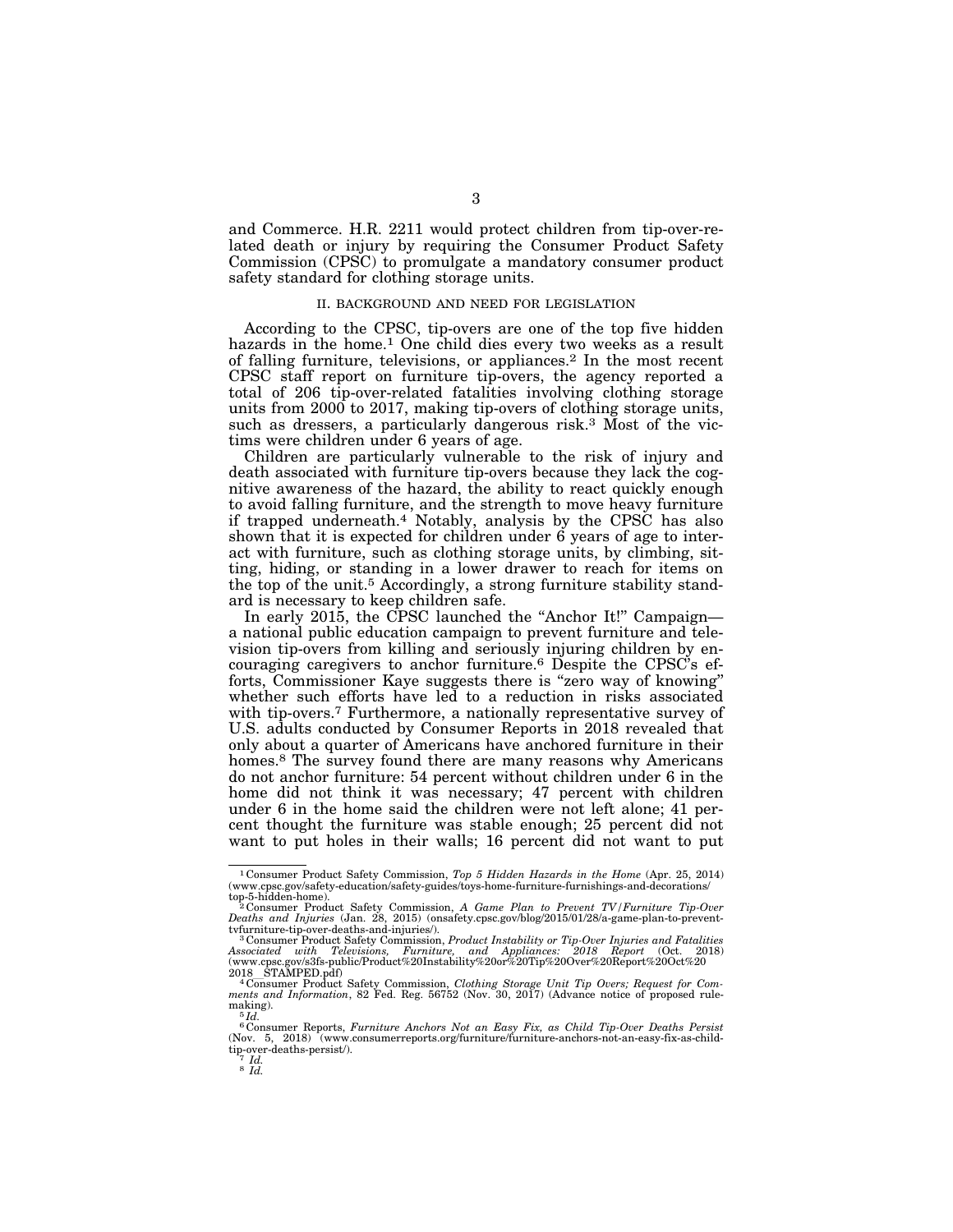and Commerce. H.R. 2211 would protect children from tip-over-related death or injury by requiring the Consumer Product Safety Commission (CPSC) to promulgate a mandatory consumer product safety standard for clothing storage units.

## II. BACKGROUND AND NEED FOR LEGISLATION

According to the CPSC, tip-overs are one of the top five hidden hazards in the home.[1] One child dies every two weeks as a result of falling furniture, televisions, or appliances.[2] In the most recent CPSC staff report on furniture tip-overs, the agency reported a total of 206 tip-over-related fatalities involving clothing storage units from 2000 to 2017, making tip-overs of clothing storage units, such as dressers, a particularly dangerous risk.[3] Most of the victims were children under 6 years of age.

Children are particularly vulnerable to the risk of injury and death associated with furniture tip-overs because they lack the cognitive awareness of the hazard, the ability to react quickly enough to avoid falling furniture, and the strength to move heavy furniture if trapped underneath.[4] Notably, analysis by the CPSC has also shown that it is expected for children under 6 years of age to interact with furniture, such as clothing storage units, by climbing, sitting, hiding, or standing in a lower drawer to reach for items on the top of the unit.[5] Accordingly, a strong furniture stability standard is necessary to keep children safe.

In early 2015, the CPSC launched the "Anchor It!" Campaign—a national public education campaign to prevent furniture and television tip-overs from killing and seriously injuring children by encouraging caregivers to anchor furniture.[6] Despite the CPSC's efforts, Commissioner Kaye suggests there is "zero way of knowing" whether such efforts have led to a reduction in risks associated with tip-overs.[7] Furthermore, a nationally representative survey of U.S. adults conducted by Consumer Reports in 2018 revealed that only about a quarter of Americans have anchored furniture in their homes.[8] The survey found there are many reasons why Americans do not anchor furniture: 54 percent without children under 6 in the home did not think it was necessary; 47 percent with children under 6 in the home said the children were not left alone; 41 percent thought the furniture was stable enough; 25 percent did not want to put holes in their walls; 16 percent did not want to put

---

[1] Consumer Product Safety Commission, *Top 5 Hidden Hazards in the Home* (Apr. 25, 2014) (www.cpsc.gov/safety-education/safety-guides/toys-home-furniture-furnishings-and-decorations/top-5-hidden-home).

[2] Consumer Product Safety Commission, *A Game Plan to Prevent TV/Furniture Tip-Over Deaths and Injuries* (Jan. 28, 2015) (onsafety.cpsc.gov/blog/2015/01/28/a-game-plan-to-prevent-tvfurniture-tip-over-deaths-and-injuries/).

[3] Consumer Product Safety Commission, *Product Instability or Tip-Over Injuries and Fatalities Associated with Televisions, Furniture, and Appliances: 2018 Report* (Oct. 2018) (www.cpsc.gov/s3fs-public/Product%20Instability%20or%20Tip%20Over%20Report%20Oct%202018__STAMPED.pdf)

[4] Consumer Product Safety Commission, *Clothing Storage Unit Tip Overs; Request for Comments and Information*, 82 Fed. Reg. 56752 (Nov. 30, 2017) (Advance notice of proposed rulemaking).

[5] *Id.*

[6] Consumer Reports, *Furniture Anchors Not an Easy Fix, as Child Tip-Over Deaths Persist* (Nov. 5, 2018) (www.consumerreports.org/furniture/furniture-anchors-not-an-easy-fix-as-child-tip-over-deaths-persist/).

[7] *Id.*

[8] *Id.*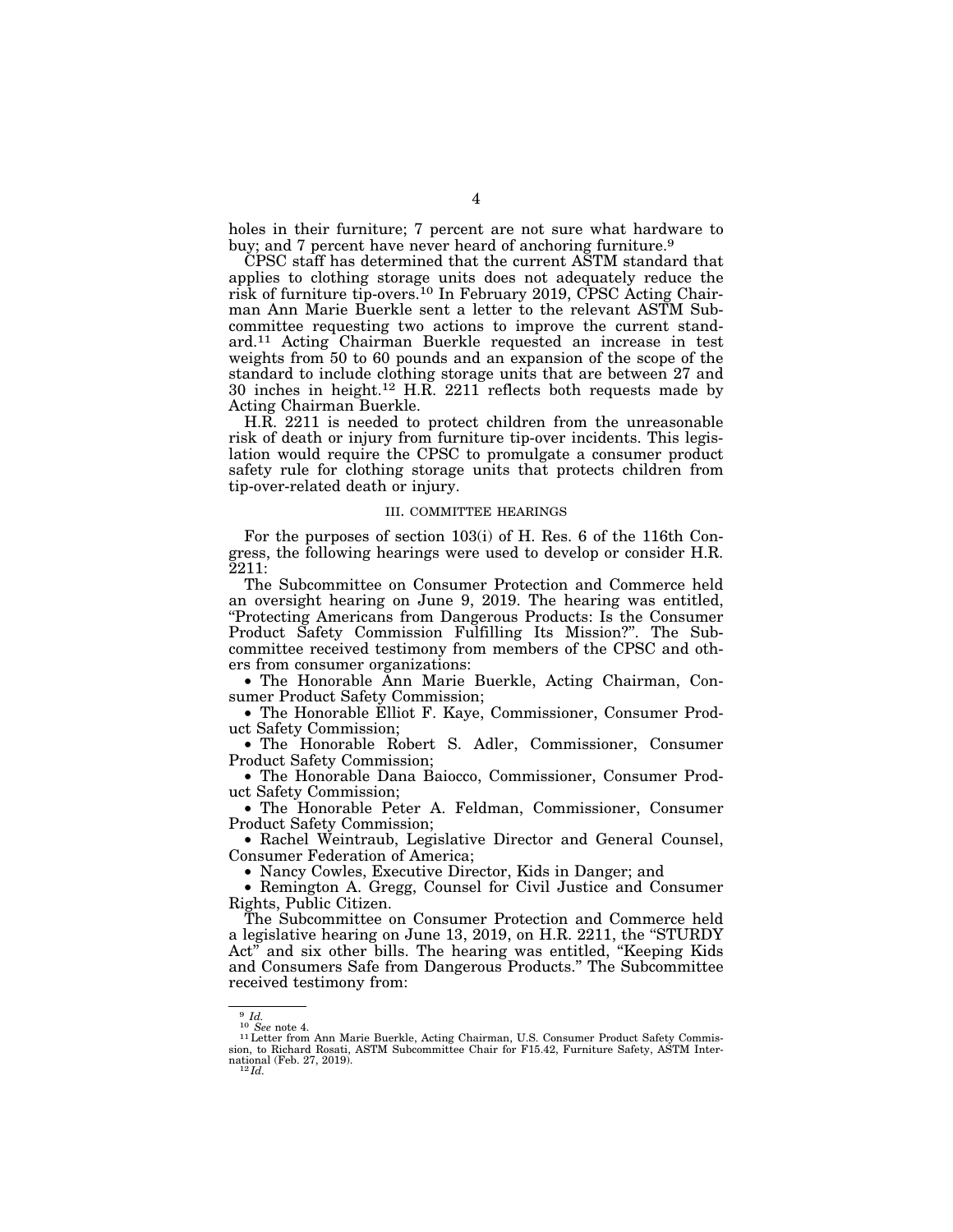holes in their furniture; 7 percent are not sure what hardware to buy; and 7 percent have never heard of anchoring furniture.[9]

CPSC staff has determined that the current ASTM standard that applies to clothing storage units does not adequately reduce the risk of furniture tip-overs.[10] In February 2019, CPSC Acting Chairman Ann Marie Buerkle sent a letter to the relevant ASTM Subcommittee requesting two actions to improve the current standard.[11] Acting Chairman Buerkle requested an increase in test weights from 50 to 60 pounds and an expansion of the scope of the standard to include clothing storage units that are between 27 and 30 inches in height.[12] H.R. 2211 reflects both requests made by Acting Chairman Buerkle.

H.R. 2211 is needed to protect children from the unreasonable risk of death or injury from furniture tip-over incidents. This legislation would require the CPSC to promulgate a consumer product safety rule for clothing storage units that protects children from tip-over-related death or injury.

## III. COMMITTEE HEARINGS

For the purposes of section 103(i) of H. Res. 6 of the 116th Congress, the following hearings were used to develop or consider H.R. 2211:

The Subcommittee on Consumer Protection and Commerce held an oversight hearing on June 9, 2019. The hearing was entitled, "Protecting Americans from Dangerous Products: Is the Consumer Product Safety Commission Fulfilling Its Mission?". The Subcommittee received testimony from members of the CPSC and others from consumer organizations:

- The Honorable Ann Marie Buerkle, Acting Chairman, Consumer Product Safety Commission;
- The Honorable Elliot F. Kaye, Commissioner, Consumer Product Safety Commission;
- The Honorable Robert S. Adler, Commissioner, Consumer Product Safety Commission;
- The Honorable Dana Baiocco, Commissioner, Consumer Product Safety Commission;
- The Honorable Peter A. Feldman, Commissioner, Consumer Product Safety Commission;
- Rachel Weintraub, Legislative Director and General Counsel, Consumer Federation of America;
- Nancy Cowles, Executive Director, Kids in Danger; and
- Remington A. Gregg, Counsel for Civil Justice and Consumer Rights, Public Citizen.

The Subcommittee on Consumer Protection and Commerce held a legislative hearing on June 13, 2019, on H.R. 2211, the "STURDY Act" and six other bills. The hearing was entitled, "Keeping Kids and Consumers Safe from Dangerous Products." The Subcommittee received testimony from:

---

[9] *Id.*

[10] *See* note 4.

[11] Letter from Ann Marie Buerkle, Acting Chairman, U.S. Consumer Product Safety Commission, to Richard Rosati, ASTM Subcommittee Chair for F15.42, Furniture Safety, ASTM International (Feb. 27, 2019).

[12] *Id.*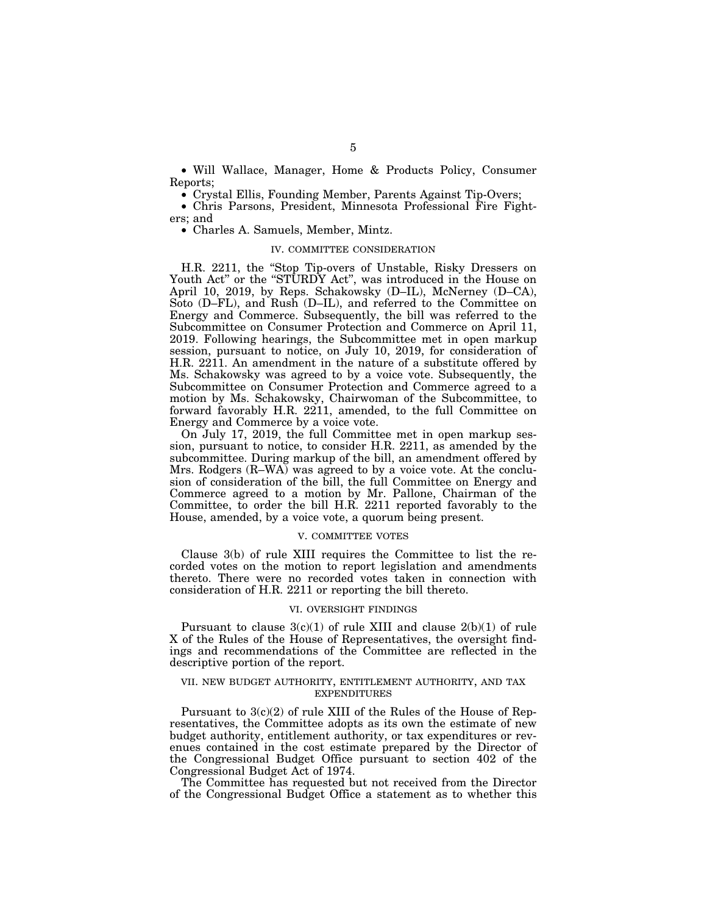- Will Wallace, Manager, Home & Products Policy, Consumer Reports;
- Crystal Ellis, Founding Member, Parents Against Tip-Overs;
- Chris Parsons, President, Minnesota Professional Fire Fighters; and
- Charles A. Samuels, Member, Mintz.

## IV. COMMITTEE CONSIDERATION

H.R. 2211, the "Stop Tip-overs of Unstable, Risky Dressers on Youth Act" or the "STURDY Act", was introduced in the House on April 10, 2019, by Reps. Schakowsky (D–IL), McNerney (D–CA), Soto (D–FL), and Rush (D–IL), and referred to the Committee on Energy and Commerce. Subsequently, the bill was referred to the Subcommittee on Consumer Protection and Commerce on April 11, 2019. Following hearings, the Subcommittee met in open markup session, pursuant to notice, on July 10, 2019, for consideration of H.R. 2211. An amendment in the nature of a substitute offered by Ms. Schakowsky was agreed to by a voice vote. Subsequently, the Subcommittee on Consumer Protection and Commerce agreed to a motion by Ms. Schakowsky, Chairwoman of the Subcommittee, to forward favorably H.R. 2211, amended, to the full Committee on Energy and Commerce by a voice vote.

On July 17, 2019, the full Committee met in open markup session, pursuant to notice, to consider H.R. 2211, as amended by the subcommittee. During markup of the bill, an amendment offered by Mrs. Rodgers (R–WA) was agreed to by a voice vote. At the conclusion of consideration of the bill, the full Committee on Energy and Commerce agreed to a motion by Mr. Pallone, Chairman of the Committee, to order the bill H.R. 2211 reported favorably to the House, amended, by a voice vote, a quorum being present.

## V. COMMITTEE VOTES

Clause 3(b) of rule XIII requires the Committee to list the recorded votes on the motion to report legislation and amendments thereto. There were no recorded votes taken in connection with consideration of H.R. 2211 or reporting the bill thereto.

## VI. OVERSIGHT FINDINGS

Pursuant to clause 3(c)(1) of rule XIII and clause 2(b)(1) of rule X of the Rules of the House of Representatives, the oversight findings and recommendations of the Committee are reflected in the descriptive portion of the report.

## VII. NEW BUDGET AUTHORITY, ENTITLEMENT AUTHORITY, AND TAX EXPENDITURES

Pursuant to 3(c)(2) of rule XIII of the Rules of the House of Representatives, the Committee adopts as its own the estimate of new budget authority, entitlement authority, or tax expenditures or revenues contained in the cost estimate prepared by the Director of the Congressional Budget Office pursuant to section 402 of the Congressional Budget Act of 1974.

The Committee has requested but not received from the Director of the Congressional Budget Office a statement as to whether this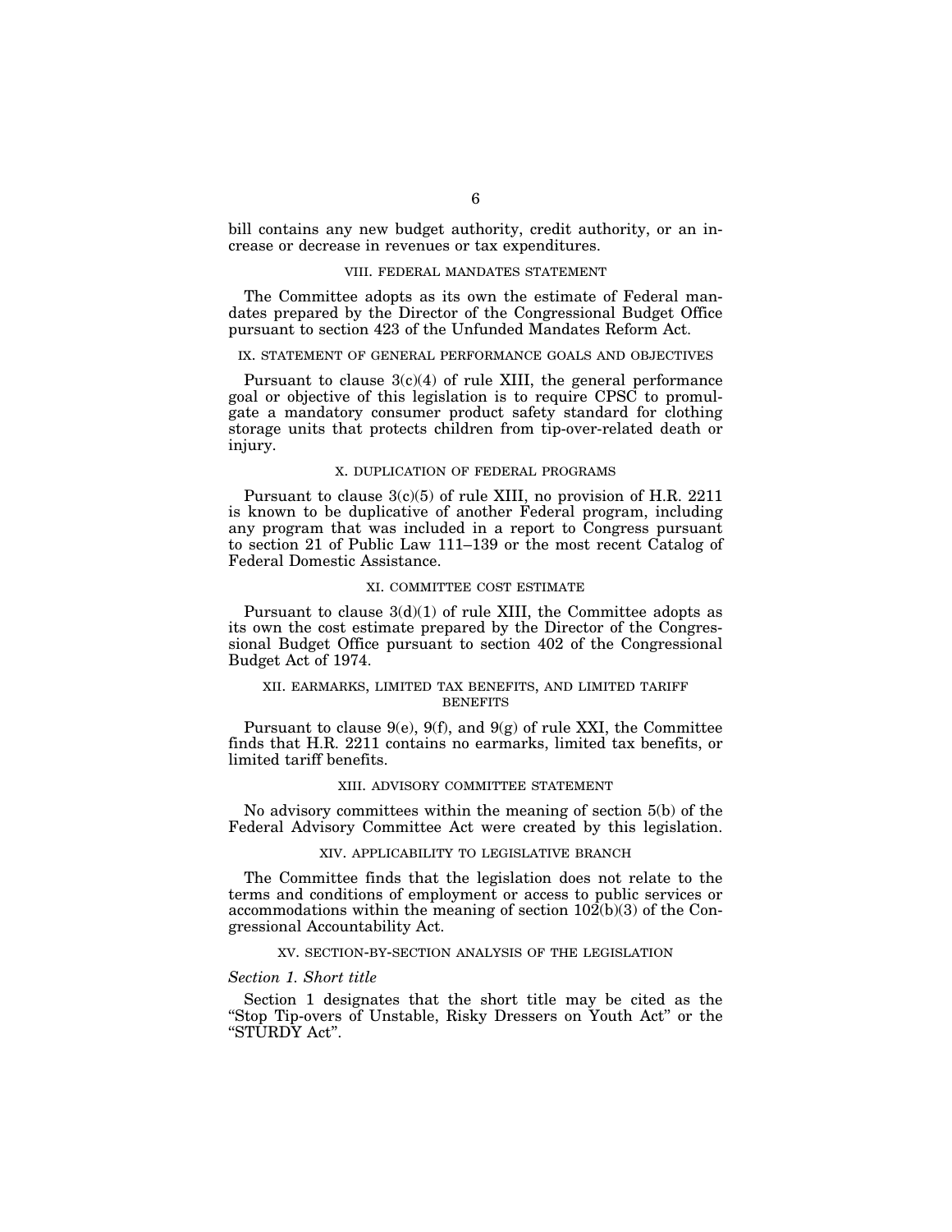bill contains any new budget authority, credit authority, or an increase or decrease in revenues or tax expenditures.

## VIII. FEDERAL MANDATES STATEMENT

The Committee adopts as its own the estimate of Federal mandates prepared by the Director of the Congressional Budget Office pursuant to section 423 of the Unfunded Mandates Reform Act.

## IX. STATEMENT OF GENERAL PERFORMANCE GOALS AND OBJECTIVES

Pursuant to clause 3(c)(4) of rule XIII, the general performance goal or objective of this legislation is to require CPSC to promulgate a mandatory consumer product safety standard for clothing storage units that protects children from tip-over-related death or injury.

## X. DUPLICATION OF FEDERAL PROGRAMS

Pursuant to clause 3(c)(5) of rule XIII, no provision of H.R. 2211 is known to be duplicative of another Federal program, including any program that was included in a report to Congress pursuant to section 21 of Public Law 111–139 or the most recent Catalog of Federal Domestic Assistance.

## XI. COMMITTEE COST ESTIMATE

Pursuant to clause 3(d)(1) of rule XIII, the Committee adopts as its own the cost estimate prepared by the Director of the Congressional Budget Office pursuant to section 402 of the Congressional Budget Act of 1974.

## XII. EARMARKS, LIMITED TAX BENEFITS, AND LIMITED TARIFF BENEFITS

Pursuant to clause 9(e), 9(f), and 9(g) of rule XXI, the Committee finds that H.R. 2211 contains no earmarks, limited tax benefits, or limited tariff benefits.

## XIII. ADVISORY COMMITTEE STATEMENT

No advisory committees within the meaning of section 5(b) of the Federal Advisory Committee Act were created by this legislation.

## XIV. APPLICABILITY TO LEGISLATIVE BRANCH

The Committee finds that the legislation does not relate to the terms and conditions of employment or access to public services or accommodations within the meaning of section 102(b)(3) of the Congressional Accountability Act.

## XV. SECTION-BY-SECTION ANALYSIS OF THE LEGISLATION

### *Section 1. Short title*

Section 1 designates that the short title may be cited as the "Stop Tip-overs of Unstable, Risky Dressers on Youth Act" or the "STURDY Act".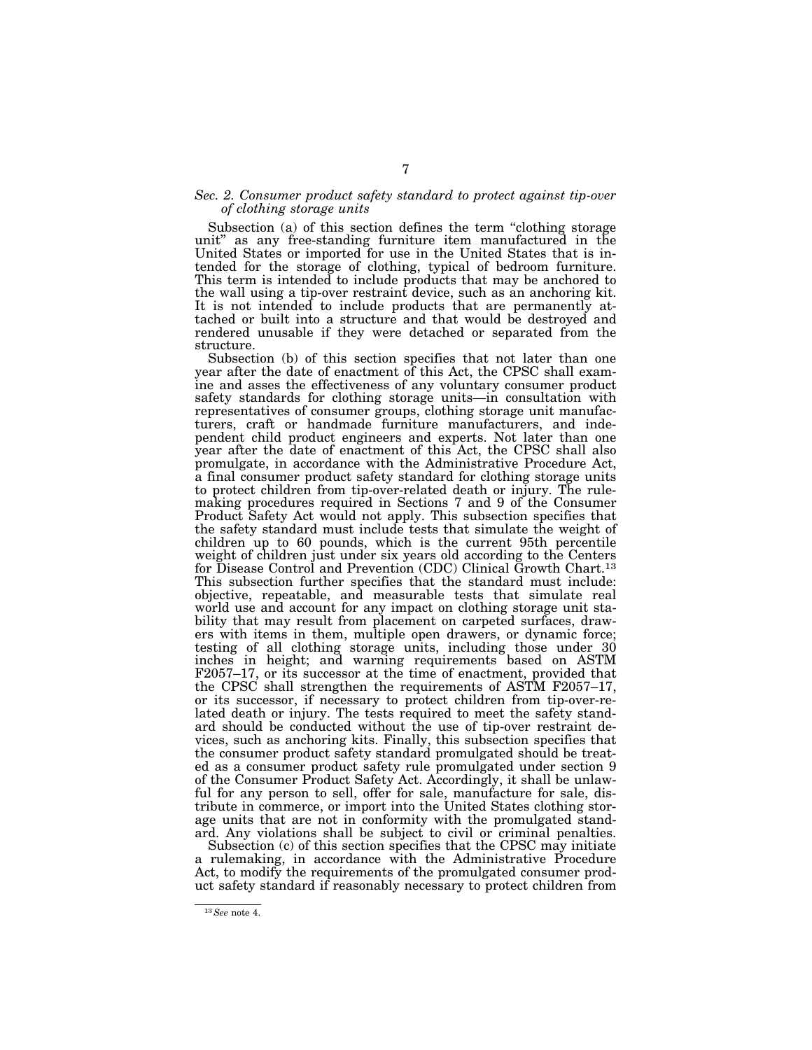*Sec. 2. Consumer product safety standard to protect against tip-over of clothing storage units*

Subsection (a) of this section defines the term "clothing storage unit" as any free-standing furniture item manufactured in the United States or imported for use in the United States that is intended for the storage of clothing, typical of bedroom furniture. This term is intended to include products that may be anchored to the wall using a tip-over restraint device, such as an anchoring kit. It is not intended to include products that are permanently attached or built into a structure and that would be destroyed and rendered unusable if they were detached or separated from the structure.

Subsection (b) of this section specifies that not later than one year after the date of enactment of this Act, the CPSC shall examine and asses the effectiveness of any voluntary consumer product safety standards for clothing storage units—in consultation with representatives of consumer groups, clothing storage unit manufacturers, craft or handmade furniture manufacturers, and independent child product engineers and experts. Not later than one year after the date of enactment of this Act, the CPSC shall also promulgate, in accordance with the Administrative Procedure Act, a final consumer product safety standard for clothing storage units to protect children from tip-over-related death or injury. The rulemaking procedures required in Sections 7 and 9 of the Consumer Product Safety Act would not apply. This subsection specifies that the safety standard must include tests that simulate the weight of children up to 60 pounds, which is the current 95th percentile weight of children just under six years old according to the Centers for Disease Control and Prevention (CDC) Clinical Growth Chart.[13] This subsection further specifies that the standard must include: objective, repeatable, and measurable tests that simulate real world use and account for any impact on clothing storage unit stability that may result from placement on carpeted surfaces, drawers with items in them, multiple open drawers, or dynamic force; testing of all clothing storage units, including those under 30 inches in height; and warning requirements based on ASTM F2057–17, or its successor at the time of enactment, provided that the CPSC shall strengthen the requirements of ASTM F2057–17, or its successor, if necessary to protect children from tip-over-related death or injury. The tests required to meet the safety standard should be conducted without the use of tip-over restraint devices, such as anchoring kits. Finally, this subsection specifies that the consumer product safety standard promulgated should be treated as a consumer product safety rule promulgated under section 9 of the Consumer Product Safety Act. Accordingly, it shall be unlawful for any person to sell, offer for sale, manufacture for sale, distribute in commerce, or import into the United States clothing storage units that are not in conformity with the promulgated standard. Any violations shall be subject to civil or criminal penalties.

Subsection (c) of this section specifies that the CPSC may initiate a rulemaking, in accordance with the Administrative Procedure Act, to modify the requirements of the promulgated consumer product safety standard if reasonably necessary to protect children from

---

[13] *See* note 4.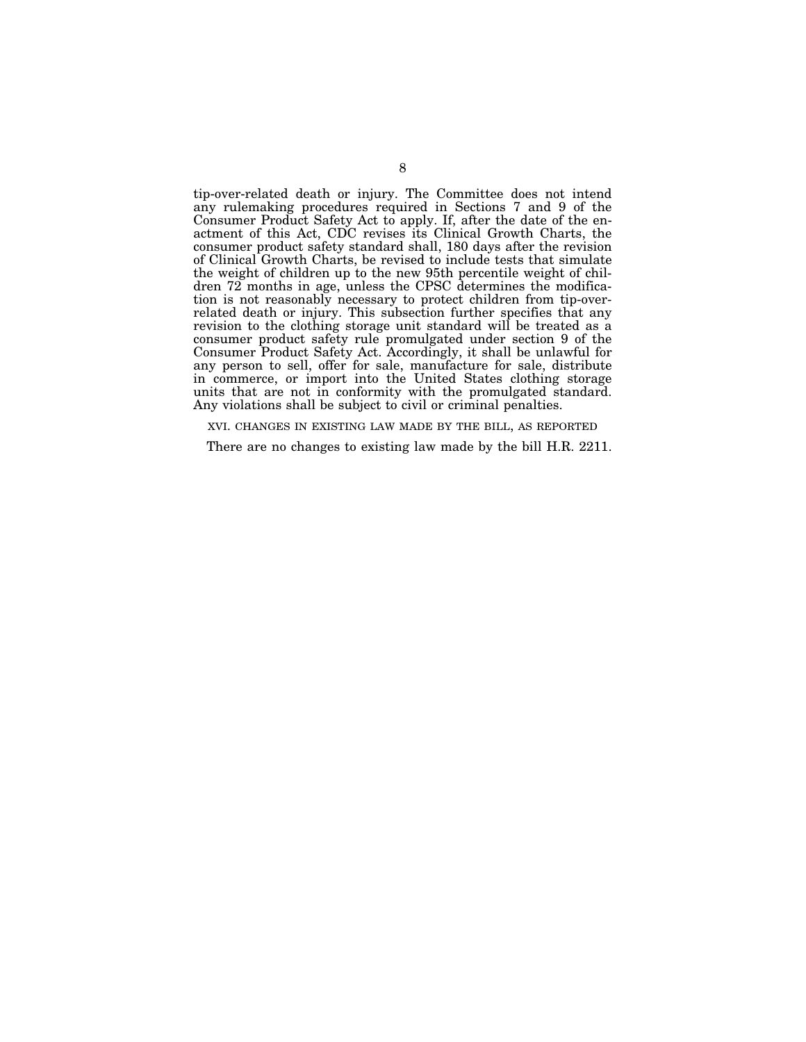tip-over-related death or injury. The Committee does not intend any rulemaking procedures required in Sections 7 and 9 of the Consumer Product Safety Act to apply. If, after the date of the enactment of this Act, CDC revises its Clinical Growth Charts, the consumer product safety standard shall, 180 days after the revision of Clinical Growth Charts, be revised to include tests that simulate the weight of children up to the new 95th percentile weight of children 72 months in age, unless the CPSC determines the modification is not reasonably necessary to protect children from tip-over-related death or injury. This subsection further specifies that any revision to the clothing storage unit standard will be treated as a consumer product safety rule promulgated under section 9 of the Consumer Product Safety Act. Accordingly, it shall be unlawful for any person to sell, offer for sale, manufacture for sale, distribute in commerce, or import into the United States clothing storage units that are not in conformity with the promulgated standard. Any violations shall be subject to civil or criminal penalties.

## XVI. CHANGES IN EXISTING LAW MADE BY THE BILL, AS REPORTED

There are no changes to existing law made by the bill H.R. 2211.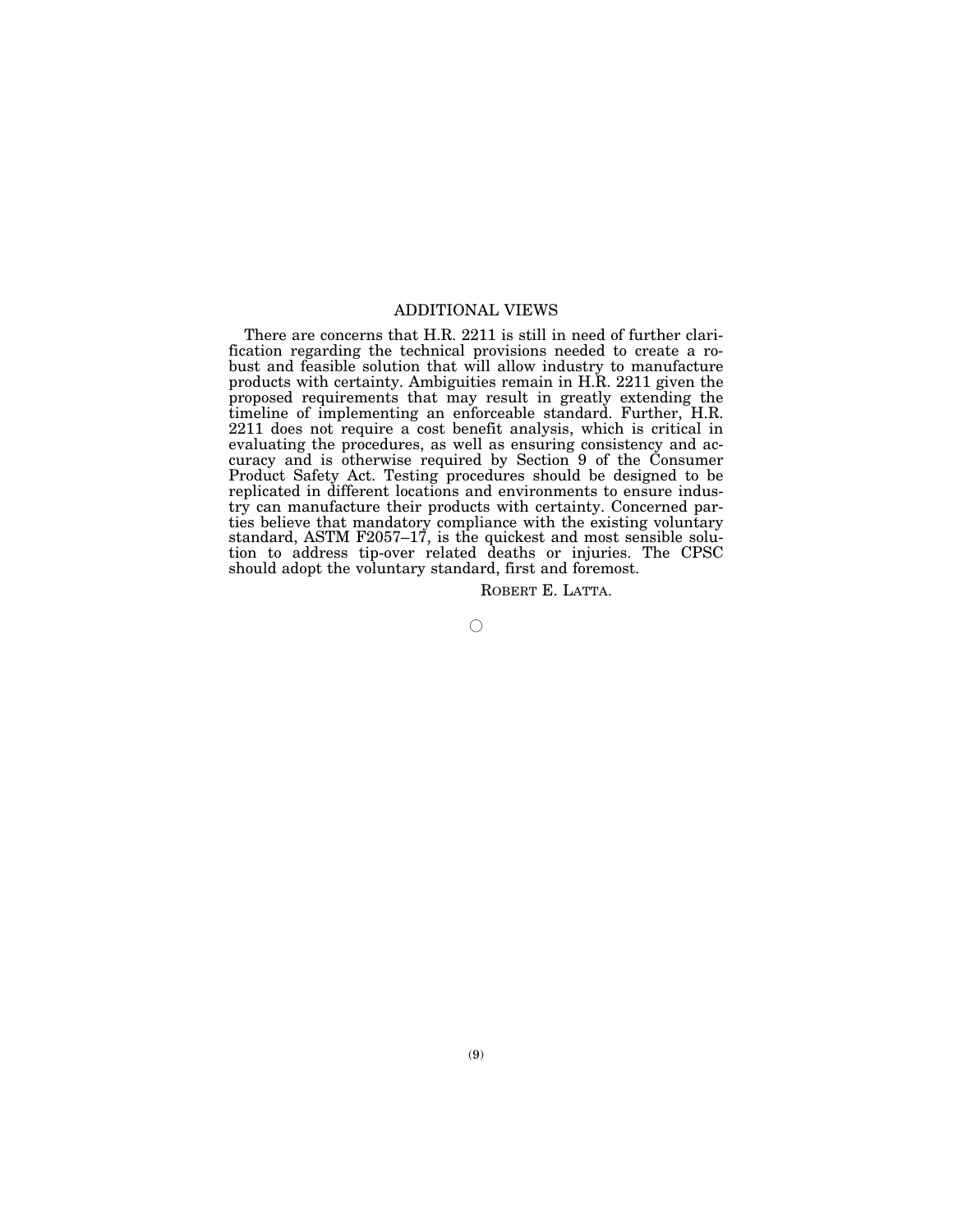## ADDITIONAL VIEWS

There are concerns that H.R. 2211 is still in need of further clarification regarding the technical provisions needed to create a robust and feasible solution that will allow industry to manufacture products with certainty. Ambiguities remain in H.R. 2211 given the proposed requirements that may result in greatly extending the timeline of implementing an enforceable standard. Further, H.R. 2211 does not require a cost benefit analysis, which is critical in evaluating the procedures, as well as ensuring consistency and accuracy and is otherwise required by Section 9 of the Consumer Product Safety Act. Testing procedures should be designed to be replicated in different locations and environments to ensure industry can manufacture their products with certainty. Concerned parties believe that mandatory compliance with the existing voluntary standard, ASTM F2057–17, is the quickest and most sensible solution to address tip-over related deaths or injuries. The CPSC should adopt the voluntary standard, first and foremost.

ROBERT E. LATTA.

○